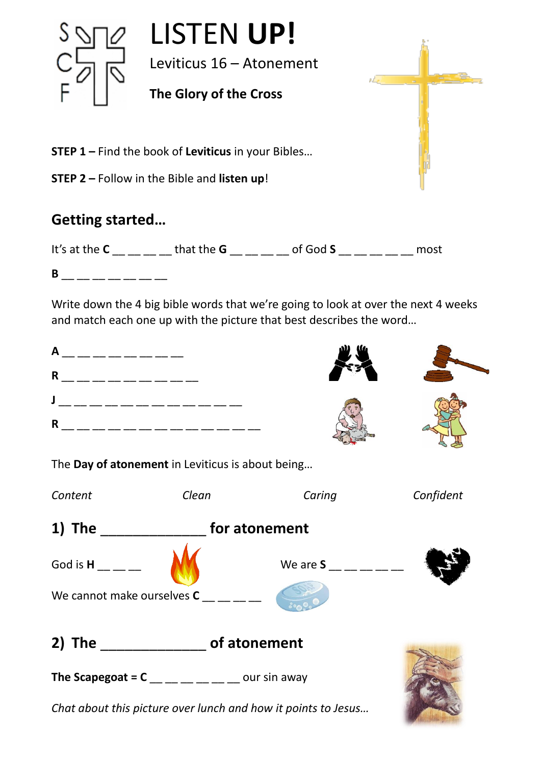# LISTEN **UP!**

Leviticus 16 – Atonement

**The Glory of the Cross**

**STEP 1 –** Find the book of **Leviticus** in your Bibles…

**STEP 2 –** Follow in the Bible and **listen up**!

## Getting started…

It's at the **C** __ __ __ __ that the **G** __ __ __ __ of God **S** __ __ __ __ __ most **B** __ __ __ __ __ __ __

Write down the 4 big bible words that we're going to look at over the next 4 weeks and match each one up with the picture that best describes the word…

**A** __ __ __ __ __ __ __ __

**R** __ __ __ __ __ __ __ __ __

**J** __ __ __ __ __ __ __ __ __ __ __ __

**R** __ __ __ __ __ __ __ __ __ __ __ __ __

The **Day of atonement** in Leviticus is about being…

*Content* *Clean* *Caring* *Confident*

## 1) The _____________ for atonement

God is **H** __ __ __

We are **S** __ __ __ __ __

We cannot make ourselves **C** __ __ __ __

## 2) The _____________ of atonement

**The Scapegoat = C** __ __ __ __ __ __ our sin away

*Chat about this picture over lunch and how it points to Jesus…*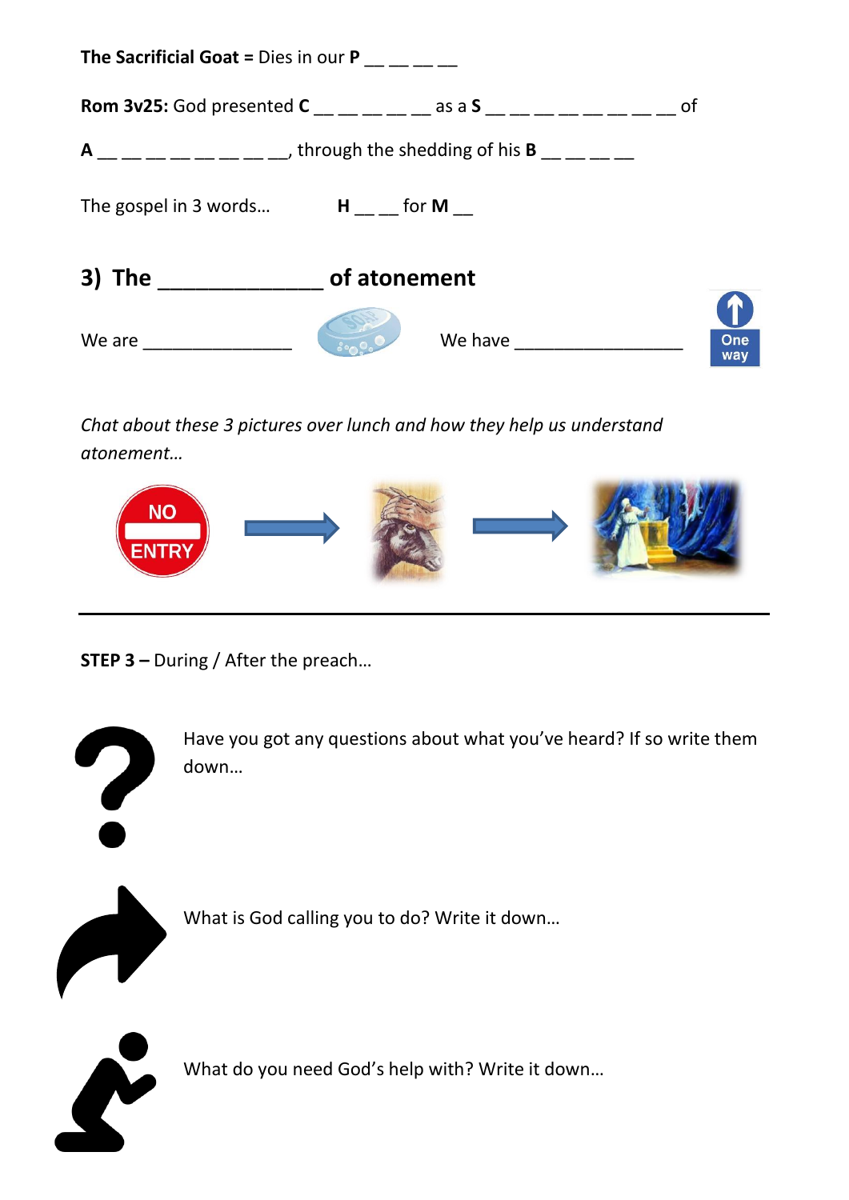**The Sacrificial Goat =** Dies in our **P** __ __ __ __

**Rom 3v25:** God presented **C** __ __ __ __ __ __ as a **S** __ __ __ __ __ __ __ __ of **A** __ __ __ __ __ __ __ __, through the shedding of his **B** __ __ __ __

The gospel in 3 words… **H** __ __ for **M** __

## 3) The _______________ of atonement

We are ________________ We have ___________________

*Chat about these 3 pictures over lunch and how they help us understand atonement…*

---

**STEP 3 –** During / After the preach…

Have you got any questions about what you've heard? If so write them down…

What is God calling you to do? Write it down…

What do you need God's help with? Write it down…